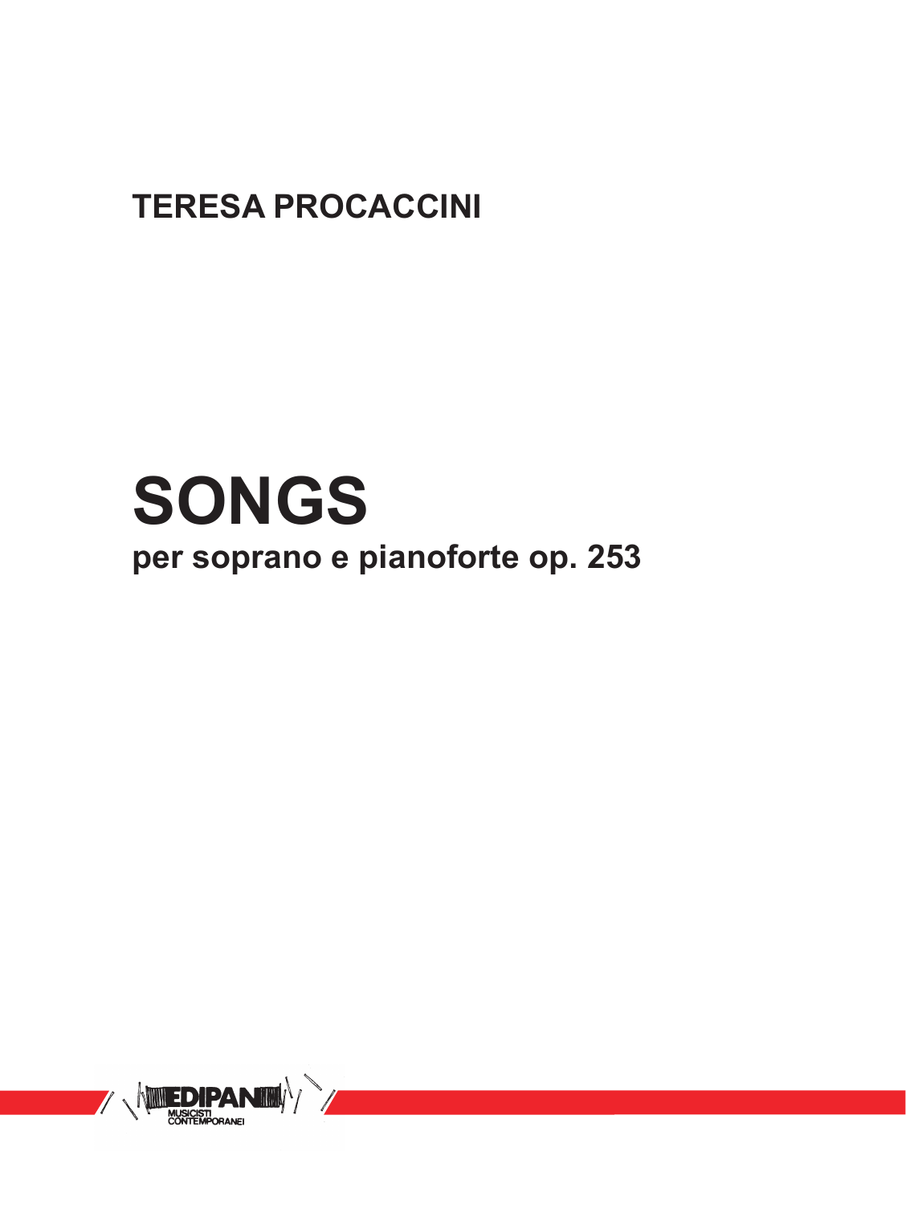**TERESA PROCACCINI**

# SONGS

## per soprano e pianoforte op. 253

EDIPAN
MUSICISTI CONTEMPORANEI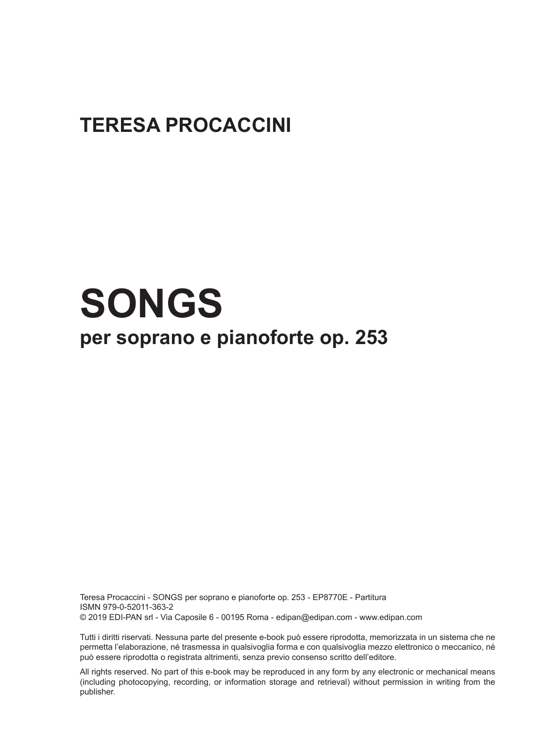**TERESA PROCACCINI**

# SONGS

## per soprano e pianoforte op. 253

Teresa Procaccini - SONGS per soprano e pianoforte op. 253 - EP8770E - Partitura
ISMN 979-0-52011-363-2
© 2019 EDI-PAN srl - Via Caposile 6 - 00195 Roma - edipan@edipan.com - www.edipan.com

Tutti i diritti riservati. Nessuna parte del presente e-book può essere riprodotta, memorizzata in un sistema che ne permetta l'elaborazione, né trasmessa in qualsivoglia forma e con qualsivoglia mezzo elettronico o meccanico, né può essere riprodotta o registrata altrimenti, senza previo consenso scritto dell'editore.

All rights reserved. No part of this e-book may be reproduced in any form by any electronic or mechanical means (including photocopying, recording, or information storage and retrieval) without permission in writing from the publisher.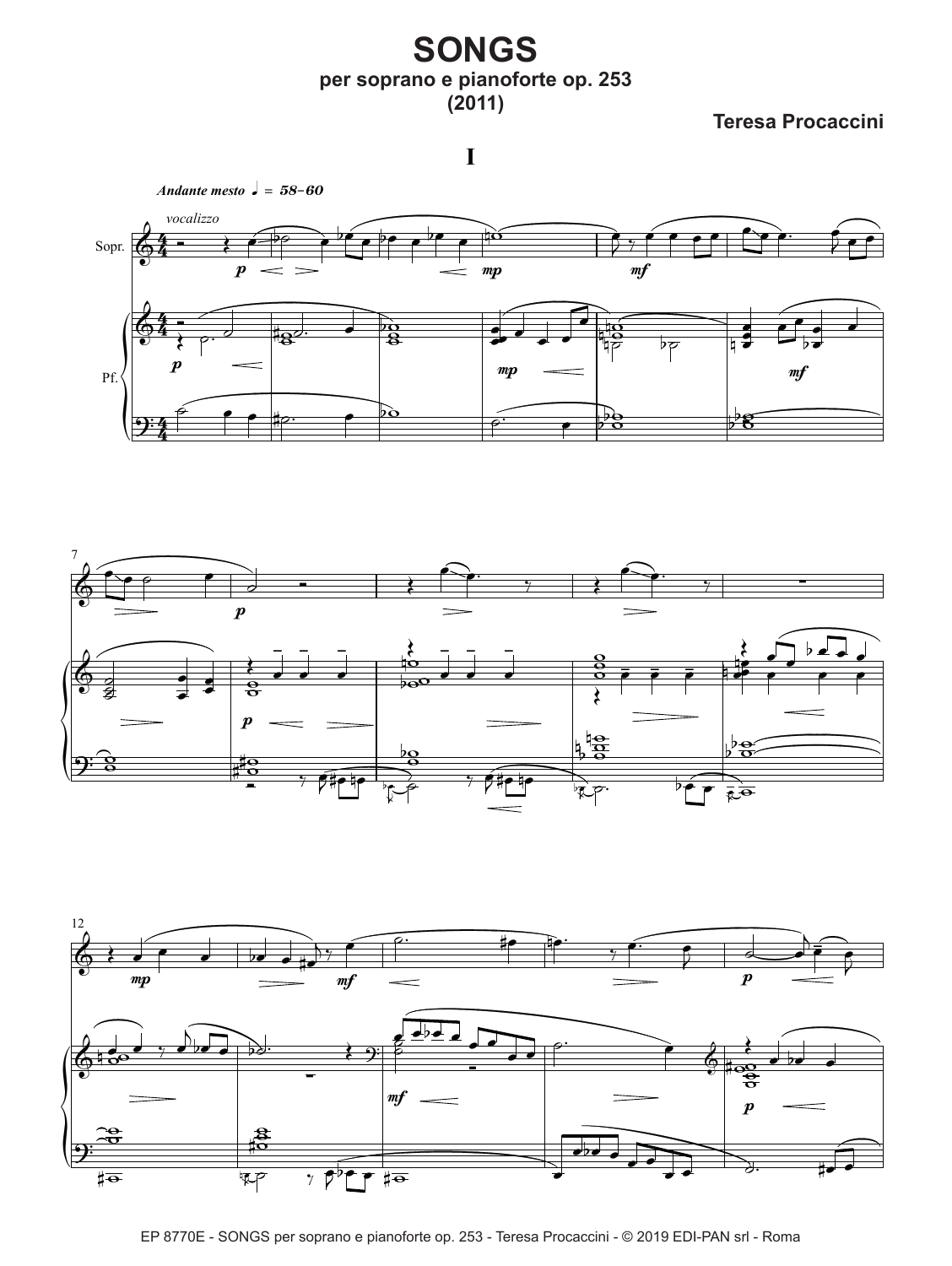# SONGS

**per soprano e pianoforte op. 253**

**(2011)**

**Teresa Procaccini**

## I

*Andante mesto* ♩ = 58-60

*vocalizzo*

Sopr.

Pf.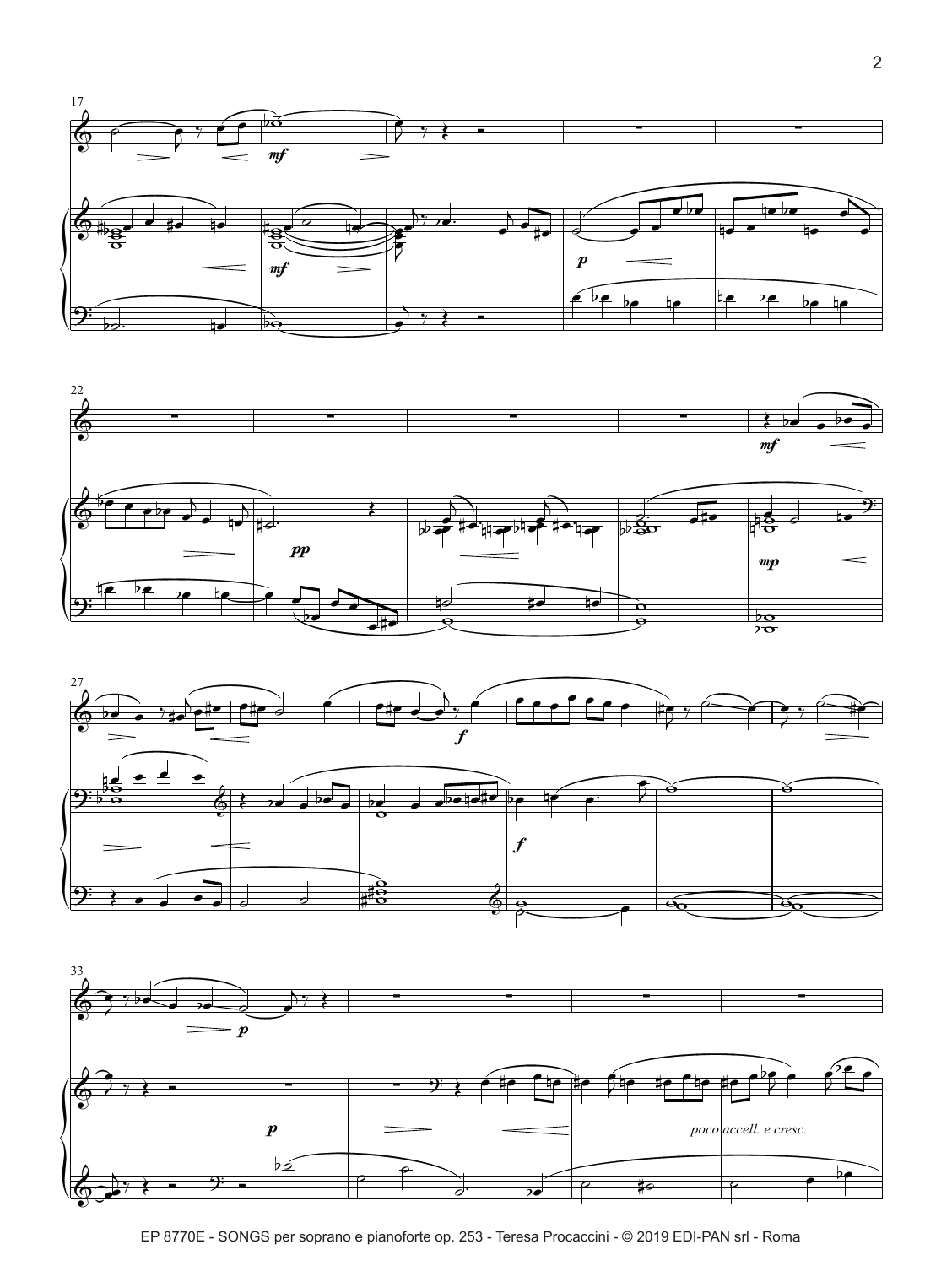*poco accell. e cresc.*